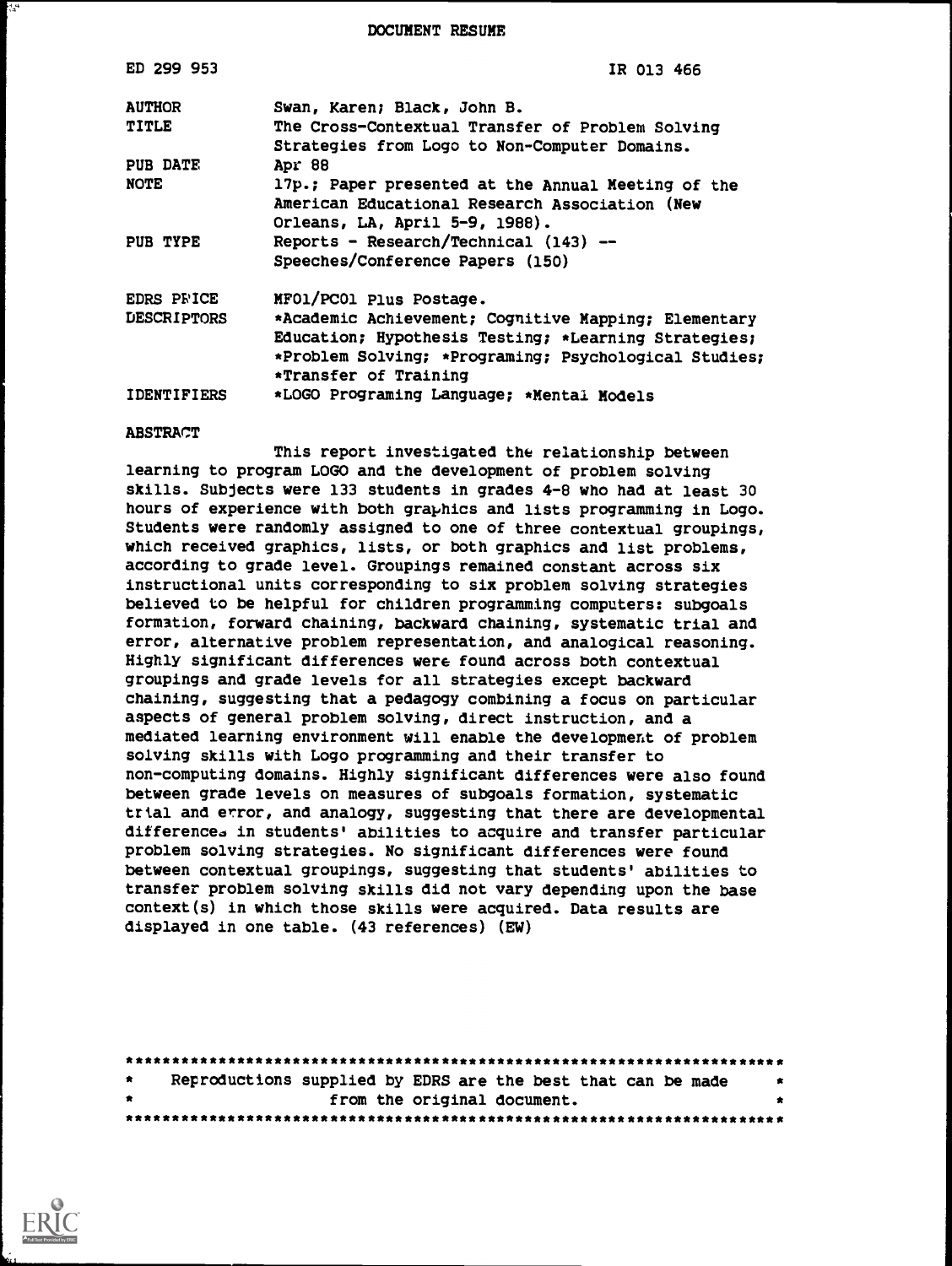DOCUMENT RESUME

| | |
|---|---|
| ED 299 953 | IR 013 466 |
| AUTHOR | Swan, Karen; Black, John B. |
| TITLE | The Cross-Contextual Transfer of Problem Solving Strategies from Logo to Non-Computer Domains. |
| PUB DATE | Apr 88 |
| NOTE | 17p.; Paper presented at the Annual Meeting of the American Educational Research Association (New Orleans, LA, April 5-9, 1988). |
| PUB TYPE | Reports - Research/Technical (143) -- Speeches/Conference Papers (150) |
| EDRS PRICE | MF01/PC01 Plus Postage. |
| DESCRIPTORS | *Academic Achievement; Cognitive Mapping; Elementary Education; Hypothesis Testing; *Learning Strategies; *Problem Solving; *Programing; Psychological Studies; *Transfer of Training |
| IDENTIFIERS | *LOGO Programing Language; *Mental Models |

ABSTRACT

This report investigated the relationship between learning to program LOGO and the development of problem solving skills. Subjects were 133 students in grades 4-8 who had at least 30 hours of experience with both graphics and lists programming in Logo. Students were randomly assigned to one of three contextual groupings, which received graphics, lists, or both graphics and list problems, according to grade level. Groupings remained constant across six instructional units corresponding to six problem solving strategies believed to be helpful for children programming computers: subgoals formation, forward chaining, backward chaining, systematic trial and error, alternative problem representation, and analogical reasoning. Highly significant differences were found across both contextual groupings and grade levels for all strategies except backward chaining, suggesting that a pedagogy combining a focus on particular aspects of general problem solving, direct instruction, and a mediated learning environment will enable the development of problem solving skills with Logo programming and their transfer to non-computing domains. Highly significant differences were also found between grade levels on measures of subgoals formation, systematic trial and error, and analogy, suggesting that there are developmental differences in students' abilities to acquire and transfer particular problem solving strategies. No significant differences were found between contextual groupings, suggesting that students' abilities to transfer problem solving skills did not vary depending upon the base context(s) in which those skills were acquired. Data results are displayed in one table. (43 references) (EW)

***********************************************************************
* Reproductions supplied by EDRS are the best that can be made *
* from the original document. *
***********************************************************************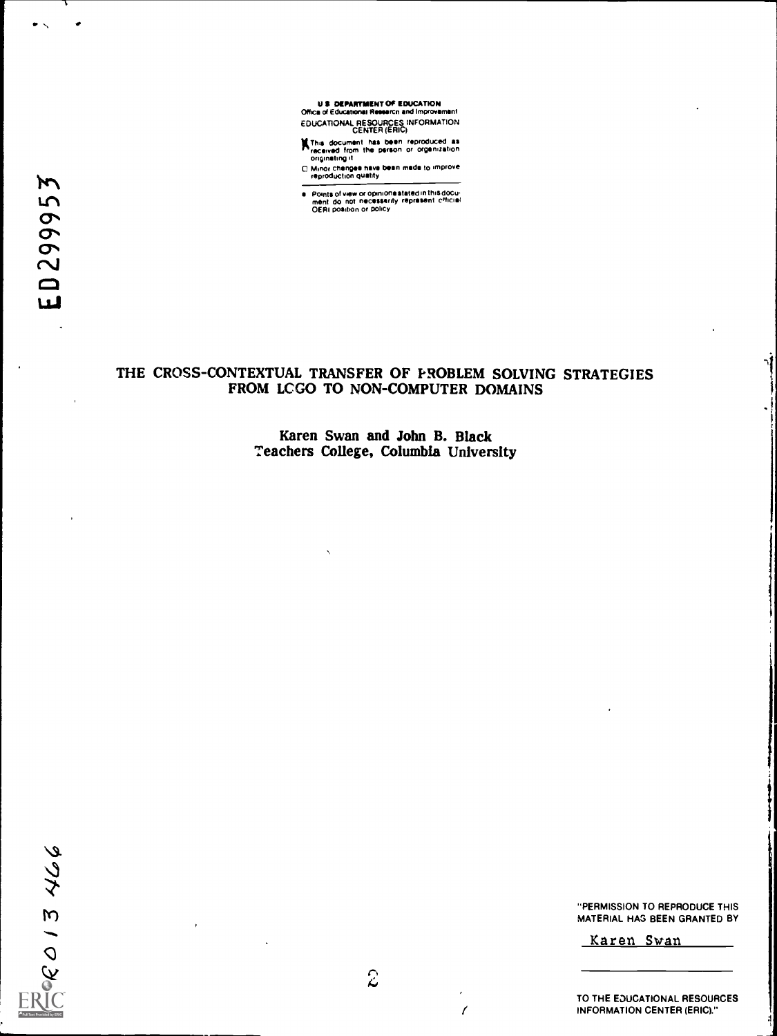U S DEPARTMENT OF EDUCATION
Office of Educational Research and Improvement
EDUCATIONAL RESOURCES INFORMATION CENTER (ERIC)

- This document has been reproduced as received from the person or organization originating it
- Minor changes have been made to improve reproduction quality
- Points of view or opinions stated in this document do not necessarily represent official OERI position or policy

ED299953

# THE CROSS-CONTEXTUAL TRANSFER OF PROBLEM SOLVING STRATEGIES FROM LOGO TO NON-COMPUTER DOMAINS

**Karen Swan and John B. Black**
**Teachers College, Columbia University**

"PERMISSION TO REPRODUCE THIS MATERIAL HAS BEEN GRANTED BY

Karen Swan

TO THE EDUCATIONAL RESOURCES INFORMATION CENTER (ERIC)."

IR013466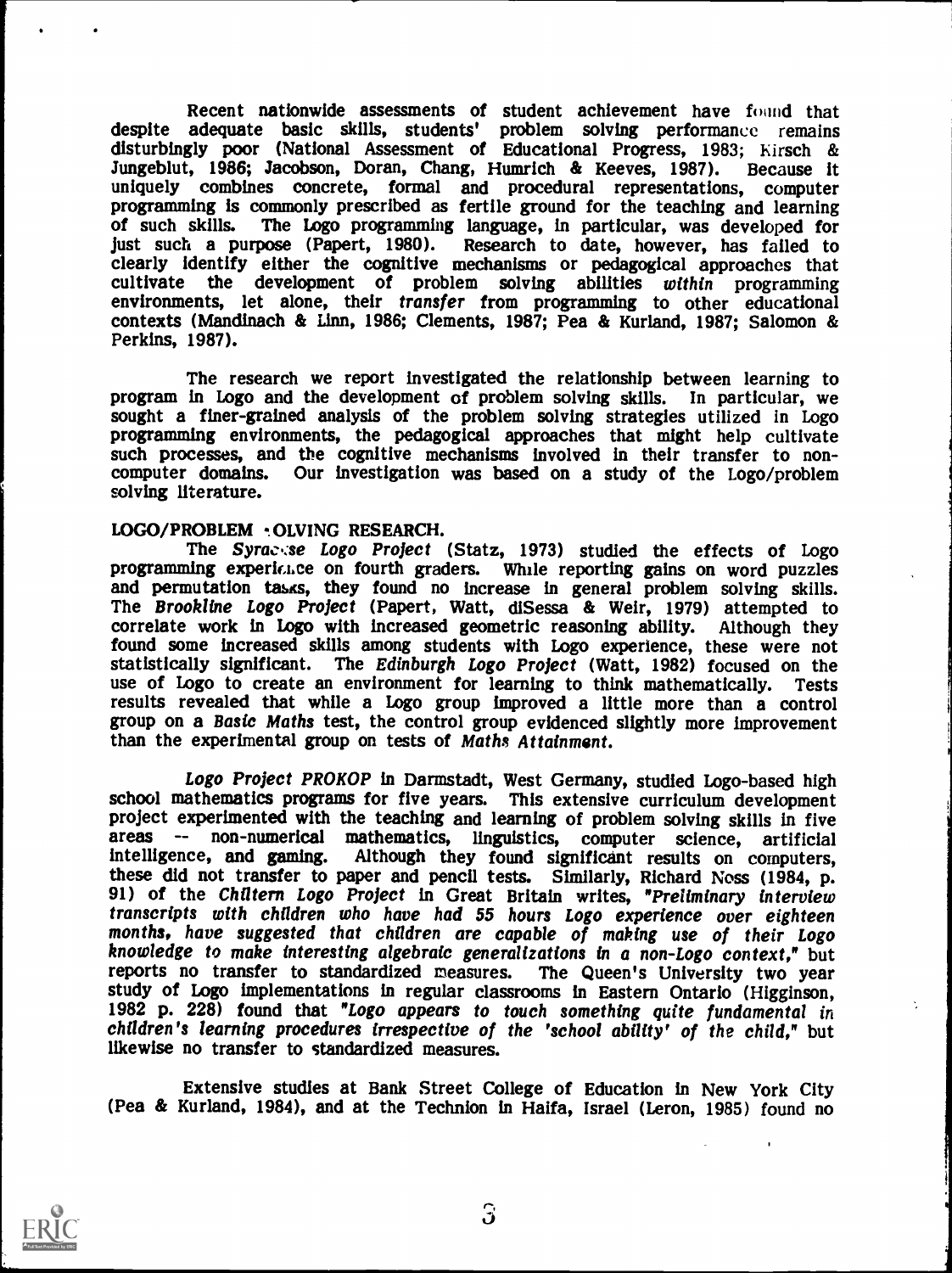Recent nationwide assessments of student achievement have found that despite adequate basic skills, students' problem solving performance remains disturbingly poor (National Assessment of Educational Progress, 1983; Kirsch & Jungeblut, 1986; Jacobson, Doran, Chang, Humrich & Keeves, 1987). Because it uniquely combines concrete, formal and procedural representations, computer programming is commonly prescribed as fertile ground for the teaching and learning of such skills. The Logo programming language, in particular, was developed for just such a purpose (Papert, 1980). Research to date, however, has failed to clearly identify either the cognitive mechanisms or pedagogical approaches that cultivate the development of problem solving abilities *within* programming environments, let alone, their *transfer* from programming to other educational contexts (Mandinach & Linn, 1986; Clements, 1987; Pea & Kurland, 1987; Salomon & Perkins, 1987).

The research we report investigated the relationship between learning to program in Logo and the development of problem solving skills. In particular, we sought a finer-grained analysis of the problem solving strategies utilized in Logo programming environments, the pedagogical approaches that might help cultivate such processes, and the cognitive mechanisms involved in their transfer to non-computer domains. Our investigation was based on a study of the Logo/problem solving literature.

## LOGO/PROBLEM SOLVING RESEARCH.

The *Syracuse Logo Project* (Statz, 1973) studied the effects of Logo programming experience on fourth graders. While reporting gains on word puzzles and permutation tasks, they found no increase in general problem solving skills. The *Brookline Logo Project* (Papert, Watt, diSessa & Weir, 1979) attempted to correlate work in Logo with increased geometric reasoning ability. Although they found some increased skills among students with Logo experience, these were not statistically significant. The *Edinburgh Logo Project* (Watt, 1982) focused on the use of Logo to create an environment for learning to think mathematically. Tests results revealed that while a Logo group improved a little more than a control group on a *Basic Maths* test, the control group evidenced slightly more improvement than the experimental group on tests of *Maths Attainment*.

*Logo Project PROKOP* in Darmstadt, West Germany, studied Logo-based high school mathematics programs for five years. This extensive curriculum development project experimented with the teaching and learning of problem solving skills in five areas -- non-numerical mathematics, linguistics, computer science, artificial intelligence, and gaming. Although they found significant results on computers, these did not transfer to paper and pencil tests. Similarly, Richard Noss (1984, p. 91) of the *Chiltern Logo Project* in Great Britain writes, "*Preliminary interview transcripts with children who have had 55 hours Logo experience over eighteen months, have suggested that children are capable of making use of their Logo knowledge to make interesting algebraic generalizations in a non-Logo context,*" but reports no transfer to standardized measures. The Queen's University two year study of Logo implementations in regular classrooms in Eastern Ontario (Higginson, 1982 p. 228) found that "*Logo appears to touch something quite fundamental in children's learning procedures irrespective of the 'school ability' of the child,*" but likewise no transfer to standardized measures.

Extensive studies at Bank Street College of Education in New York City (Pea & Kurland, 1984), and at the Technion in Haifa, Israel (Leron, 1985) found no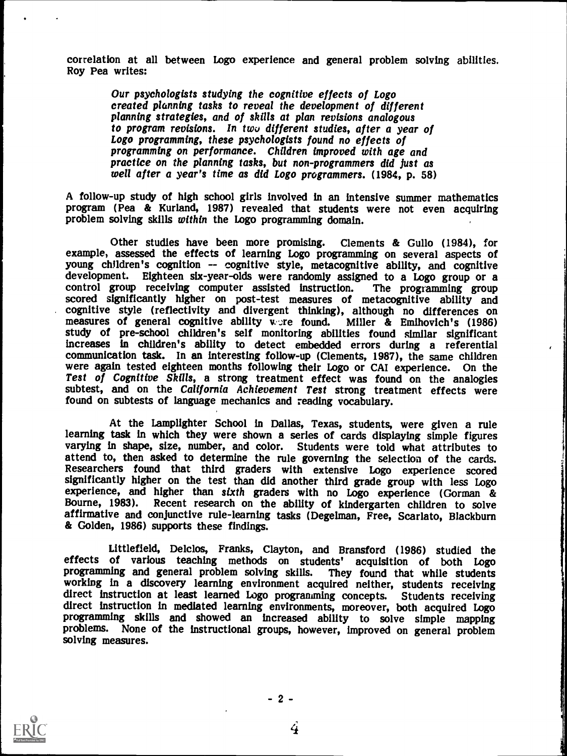correlation at all between Logo experience and general problem solving abilities. Roy Pea writes:

> *Our psychologists studying the cognitive effects of Logo created planning tasks to reveal the development of different planning strategies, and of skills at plan revisions analogous to program revisions. In two different studies, after a year of Logo programming, these psychologists found no effects of programming on performance. Children improved with age and practice on the planning tasks, but non-programmers did just as well after a year's time as did Logo programmers.* (1984, p. 58)

A follow-up study of high school girls involved in an intensive summer mathematics program (Pea & Kurland, 1987) revealed that students were not even acquiring problem solving skills *within* the Logo programming domain.

Other studies have been more promising. Clements & Gullo (1984), for example, assessed the effects of learning Logo programming on several aspects of young children's cognition -- cognitive style, metacognitive ability, and cognitive development. Eighteen six-year-olds were randomly assigned to a Logo group or a control group receiving computer assisted instruction. The programming group scored significantly higher on post-test measures of metacognitive ability and cognitive style (reflectivity and divergent thinking), although no differences on measures of general cognitive ability were found. Miller & Emihovich's (1986) study of pre-school children's self monitoring abilities found similar significant increases in children's ability to detect embedded errors during a referential communication task. In an interesting follow-up (Clements, 1987), the same children were again tested eighteen months following their Logo or CAI experience. On the *Test of Cognitive Skills*, a strong treatment effect was found on the analogies subtest, and on the *California Achievement Test* strong treatment effects were found on subtests of language mechanics and reading vocabulary.

At the Lamplighter School in Dallas, Texas, students, were given a rule learning task in which they were shown a series of cards displaying simple figures varying in shape, size, number, and color. Students were told what attributes to attend to, then asked to determine the rule governing the selection of the cards. Researchers found that third graders with extensive Logo experience scored significantly higher on the test than did another third grade group with less Logo experience, and higher than *sixth* graders with no Logo experience (Gorman & Bourne, 1983). Recent research on the ability of kindergarten children to solve affirmative and conjunctive rule-learning tasks (Degelman, Free, Scarlato, Blackburn & Golden, 1986) supports these findings.

Littlefield, Delclos, Franks, Clayton, and Bransford (1986) studied the effects of various teaching methods on students' acquisition of both Logo programming and general problem solving skills. They found that while students working in a discovery learning environment acquired neither, students receiving direct instruction at least learned Logo programming concepts. Students receiving direct instruction in mediated learning environments, moreover, both acquired Logo programming skills and showed an increased ability to solve simple mapping problems. None of the instructional groups, however, improved on general problem solving measures.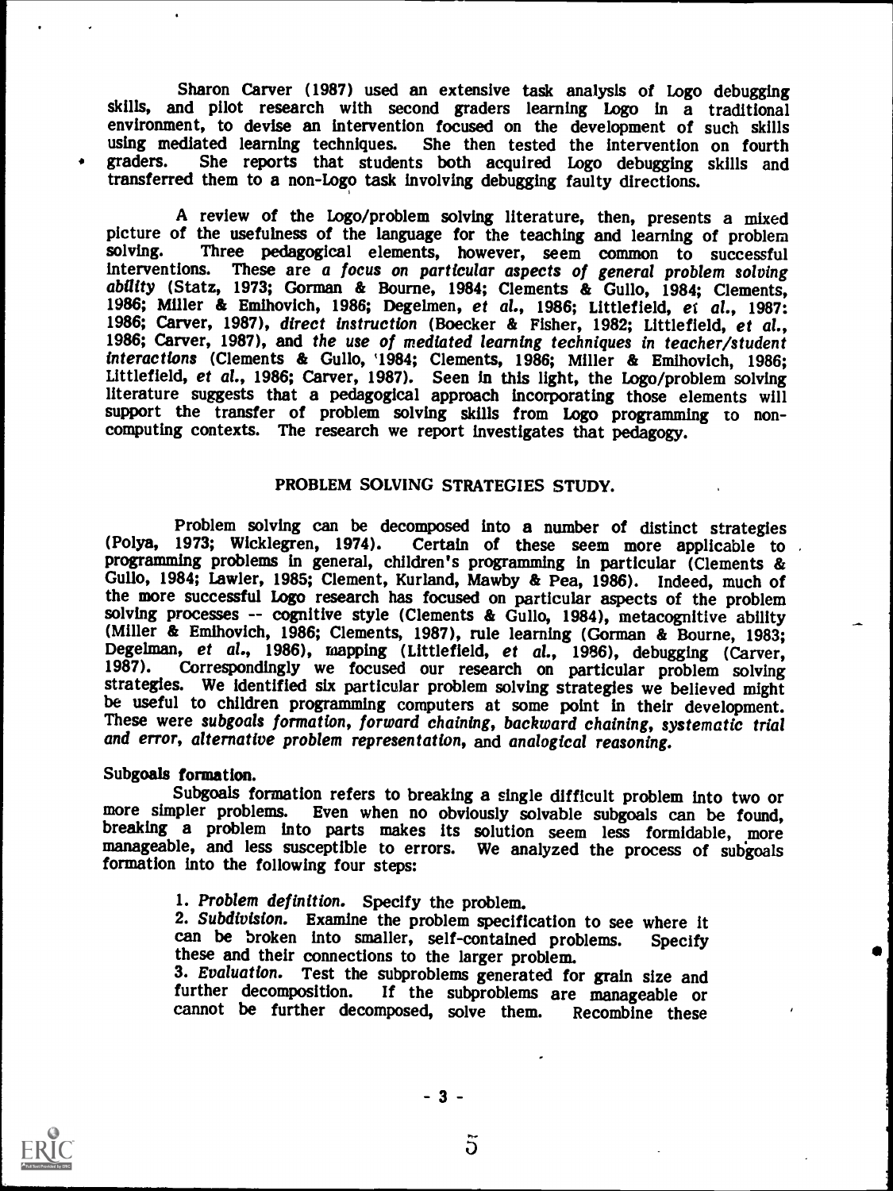Sharon Carver (1987) used an extensive task analysis of Logo debugging skills, and pilot research with second graders learning Logo in a traditional environment, to devise an intervention focused on the development of such skills using mediated learning techniques. She then tested the intervention on fourth graders. She reports that students both acquired Logo debugging skills and transferred them to a non-Logo task involving debugging faulty directions.

A review of the Logo/problem solving literature, then, presents a mixed picture of the usefulness of the language for the teaching and learning of problem solving. Three pedagogical elements, however, seem common to successful interventions. These are *a focus on particular aspects of general problem solving ability* (Statz, 1973; Gorman & Bourne, 1984; Clements & Gullo, 1984; Clements, 1986; Miller & Emihovich, 1986; Degelmen, *et al.*, 1986; Littlefield, *et al.*, 1987: 1986; Carver, 1987), *direct instruction* (Boecker & Fisher, 1982; Littlefield, *et al.*, 1986; Carver, 1987), and *the use of mediated learning techniques in teacher/student interactions* (Clements & Gullo, 1984; Clements, 1986; Miller & Emihovich, 1986; Littlefield, *et al.*, 1986; Carver, 1987). Seen in this light, the Logo/problem solving literature suggests that a pedagogical approach incorporating those elements will support the transfer of problem solving skills from Logo programming to non-computing contexts. The research we report investigates that pedagogy.

## PROBLEM SOLVING STRATEGIES STUDY.

Problem solving can be decomposed into a number of distinct strategies (Polya, 1973; Wicklegren, 1974). Certain of these seem more applicable to programming problems in general, children's programming in particular (Clements & Gullo, 1984; Lawler, 1985; Clement, Kurland, Mawby & Pea, 1986). Indeed, much of the more successful Logo research has focused on particular aspects of the problem solving processes -- cognitive style (Clements & Gullo, 1984), metacognitive ability (Miller & Emihovich, 1986; Clements, 1987), rule learning (Gorman & Bourne, 1983; Degelman, *et al.*, 1986), mapping (Littlefield, *et al.*, 1986), debugging (Carver, 1987). Correspondingly we focused our research on particular problem solving strategies. We identified six particular problem solving strategies we believed might be useful to children programming computers at some point in their development. These were *subgoals formation*, *forward chaining*, *backward chaining*, *systematic trial and error*, *alternative problem representation*, and *analogical reasoning*.

### Subgoals formation.

Subgoals formation refers to breaking a single difficult problem into two or more simpler problems. Even when no obviously solvable subgoals can be found, breaking a problem into parts makes its solution seem less formidable, more manageable, and less susceptible to errors. We analyzed the process of subgoals formation into the following four steps:

1. *Problem definition.* Specify the problem.
2. *Subdivision.* Examine the problem specification to see where it can be broken into smaller, self-contained problems. Specify these and their connections to the larger problem.
3. *Evaluation.* Test the subproblems generated for grain size and further decomposition. If the subproblems are manageable or cannot be further decomposed, solve them. Recombine these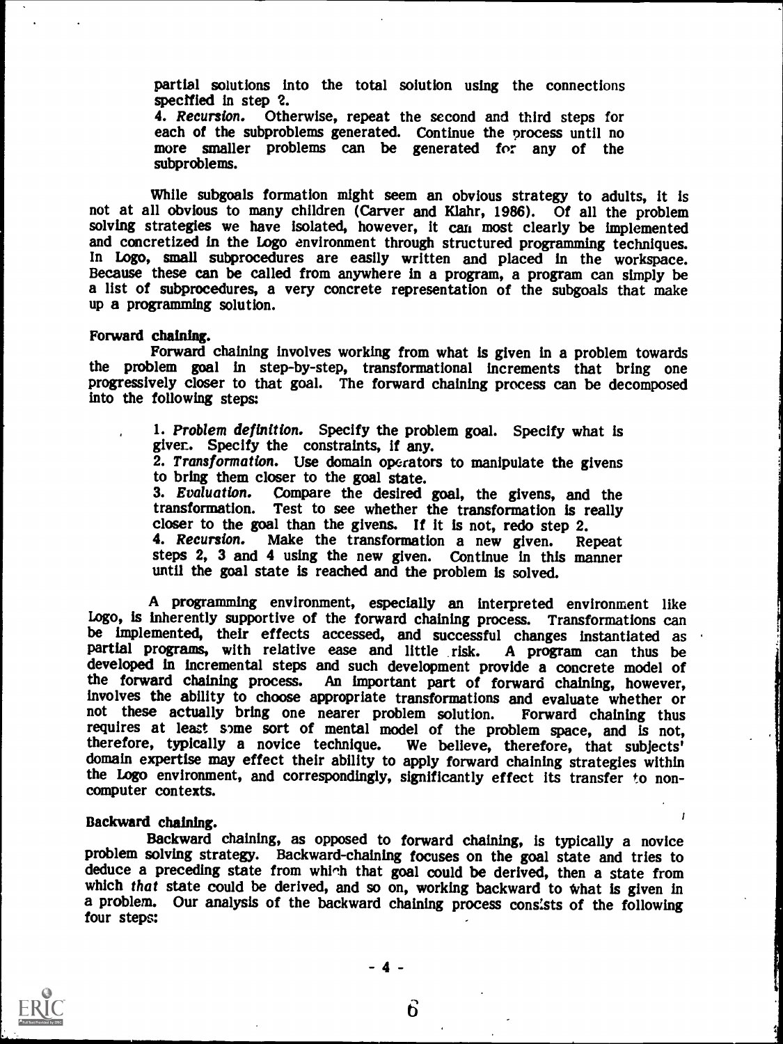partial solutions into the total solution using the connections specified in step 2.
4. *Recursion.* Otherwise, repeat the second and third steps for each of the subproblems generated. Continue the process until no more smaller problems can be generated for any of the subproblems.

While subgoals formation might seem an obvious strategy to adults, it is not at all obvious to many children (Carver and Klahr, 1986). Of all the problem solving strategies we have isolated, however, it can most clearly be implemented and concretized in the Logo environment through structured programming techniques. In Logo, small subprocedures are easily written and placed in the workspace. Because these can be called from anywhere in a program, a program can simply be a list of subprocedures, a very concrete representation of the subgoals that make up a programming solution.

**Forward chaining.**

Forward chaining involves working from what is given in a problem towards the problem goal in step-by-step, transformational increments that bring one progressively closer to that goal. The forward chaining process can be decomposed into the following steps:

1. *Problem definition.* Specify the problem goal. Specify what is given. Specify the constraints, if any.
2. *Transformation.* Use domain operators to manipulate the givens to bring them closer to the goal state.
3. *Evaluation.* Compare the desired goal, the givens, and the transformation. Test to see whether the transformation is really closer to the goal than the givens. If it is not, redo step 2.
4. *Recursion.* Make the transformation a new given. Repeat steps 2, 3 and 4 using the new given. Continue in this manner until the goal state is reached and the problem is solved.

A programming environment, especially an interpreted environment like Logo, is inherently supportive of the forward chaining process. Transformations can be implemented, their effects accessed, and successful changes instantiated as partial programs, with relative ease and little risk. A program can thus be developed in incremental steps and such development provide a concrete model of the forward chaining process. An important part of forward chaining, however, involves the ability to choose appropriate transformations and evaluate whether or not these actually bring one nearer problem solution. Forward chaining thus requires at least some sort of mental model of the problem space, and is not, therefore, typically a novice technique. We believe, therefore, that subjects' domain expertise may effect their ability to apply forward chaining strategies within the Logo environment, and correspondingly, significantly effect its transfer to non-computer contexts.

**Backward chaining.**

Backward chaining, as opposed to forward chaining, is typically a novice problem solving strategy. Backward-chaining focuses on the goal state and tries to deduce a preceding state from which that goal could be derived, then a state from which *that* state could be derived, and so on, working backward to what is given in a problem. Our analysis of the backward chaining process consists of the following four steps: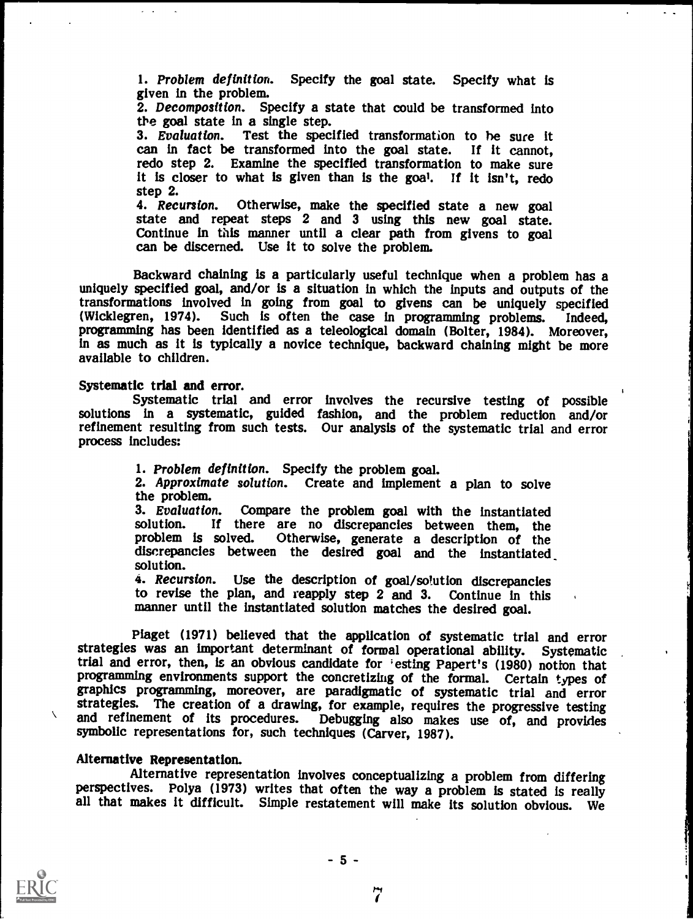1. *Problem definition.* Specify the goal state. Specify what is given in the problem.
2. *Decomposition.* Specify a state that could be transformed into the goal state in a single step.
3. *Evaluation.* Test the specified transformation to be sure it can in fact be transformed into the goal state. If it cannot, redo step 2. Examine the specified transformation to make sure it is closer to what is given than is the goal. If it isn't, redo step 2.
4. *Recursion.* Otherwise, make the specified state a new goal state and repeat steps 2 and 3 using this new goal state. Continue in this manner until a clear path from givens to goal can be discerned. Use it to solve the problem.

Backward chaining is a particularly useful technique when a problem has a uniquely specified goal, and/or is a situation in which the inputs and outputs of the transformations involved in going from goal to givens can be uniquely specified (Wicklegren, 1974). Such is often the case in programming problems. Indeed, programming has been identified as a teleological domain (Bolter, 1984). Moreover, in as much as it is typically a novice technique, backward chaining might be more available to children.

**Systematic trial and error.**

Systematic trial and error involves the recursive testing of possible solutions in a systematic, guided fashion, and the problem reduction and/or refinement resulting from such tests. Our analysis of the systematic trial and error process includes:

1. *Problem definition.* Specify the problem goal.
2. *Approximate solution.* Create and implement a plan to solve the problem.
3. *Evaluation.* Compare the problem goal with the instantiated solution. If there are no discrepancies between them, the problem is solved. Otherwise, generate a description of the discrepancies between the desired goal and the instantiated solution.
4. *Recursion.* Use the description of goal/solution discrepancies to revise the plan, and reapply step 2 and 3. Continue in this manner until the instantiated solution matches the desired goal.

Piaget (1971) believed that the application of systematic trial and error strategies was an important determinant of formal operational ability. Systematic trial and error, then, is an obvious candidate for testing Papert's (1980) notion that programming environments support the concretizing of the formal. Certain types of graphics programming, moreover, are paradigmatic of systematic trial and error strategies. The creation of a drawing, for example, requires the progressive testing and refinement of its procedures. Debugging also makes use of, and provides symbolic representations for, such techniques (Carver, 1987).

**Alternative Representation.**

Alternative representation involves conceptualizing a problem from differing perspectives. Polya (1973) writes that often the way a problem is stated is really all that makes it difficult. Simple restatement will make its solution obvious. We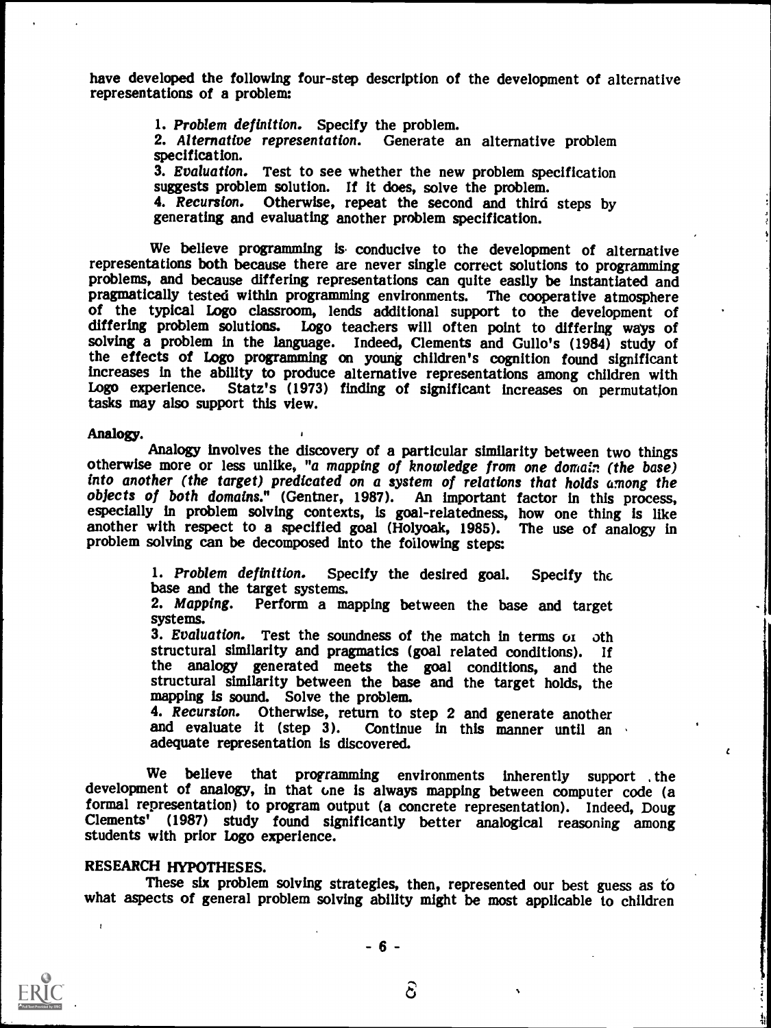have developed the following four-step description of the development of alternative representations of a problem:

> 1. *Problem definition.* Specify the problem.
> 2. *Alternative representation.* Generate an alternative problem specification.
> 3. *Evaluation.* Test to see whether the new problem specification suggests problem solution. If it does, solve the problem.
> 4. *Recursion.* Otherwise, repeat the second and third steps by generating and evaluating another problem specification.

We believe programming is conducive to the development of alternative representations both because there are never single correct solutions to programming problems, and because differing representations can quite easily be instantiated and pragmatically tested within programming environments. The cooperative atmosphere of the typical Logo classroom, lends additional support to the development of differing problem solutions. Logo teachers will often point to differing ways of solving a problem in the language. Indeed, Clements and Gullo's (1984) study of the effects of Logo programming on young children's cognition found significant increases in the ability to produce alternative representations among children with Logo experience. Statz's (1973) finding of significant increases on permutation tasks may also support this view.

**Analogy.**

Analogy involves the discovery of a particular similarity between two things otherwise more or less unlike, *"a mapping of knowledge from one domain (the base) into another (the target) predicated on a system of relations that holds among the objects of both domains."* (Gentner, 1987). An important factor in this process, especially in problem solving contexts, is goal-relatedness, how one thing is like another with respect to a specified goal (Holyoak, 1985). The use of analogy in problem solving can be decomposed into the following steps:

> 1. *Problem definition.* Specify the desired goal. Specify the base and the target systems.
> 2. *Mapping.* Perform a mapping between the base and target systems.
> 3. *Evaluation.* Test the soundness of the match in terms of both structural similarity and pragmatics (goal related conditions). If the analogy generated meets the goal conditions, and the structural similarity between the base and the target holds, the mapping is sound. Solve the problem.
> 4. *Recursion.* Otherwise, return to step 2 and generate another and evaluate it (step 3). Continue in this manner until an adequate representation is discovered.

We believe that programming environments inherently support the development of analogy, in that one is always mapping between computer code (a formal representation) to program output (a concrete representation). Indeed, Doug Clements' (1987) study found significantly better analogical reasoning among students with prior Logo experience.

**RESEARCH HYPOTHESES.**

These six problem solving strategies, then, represented our best guess as to what aspects of general problem solving ability might be most applicable to children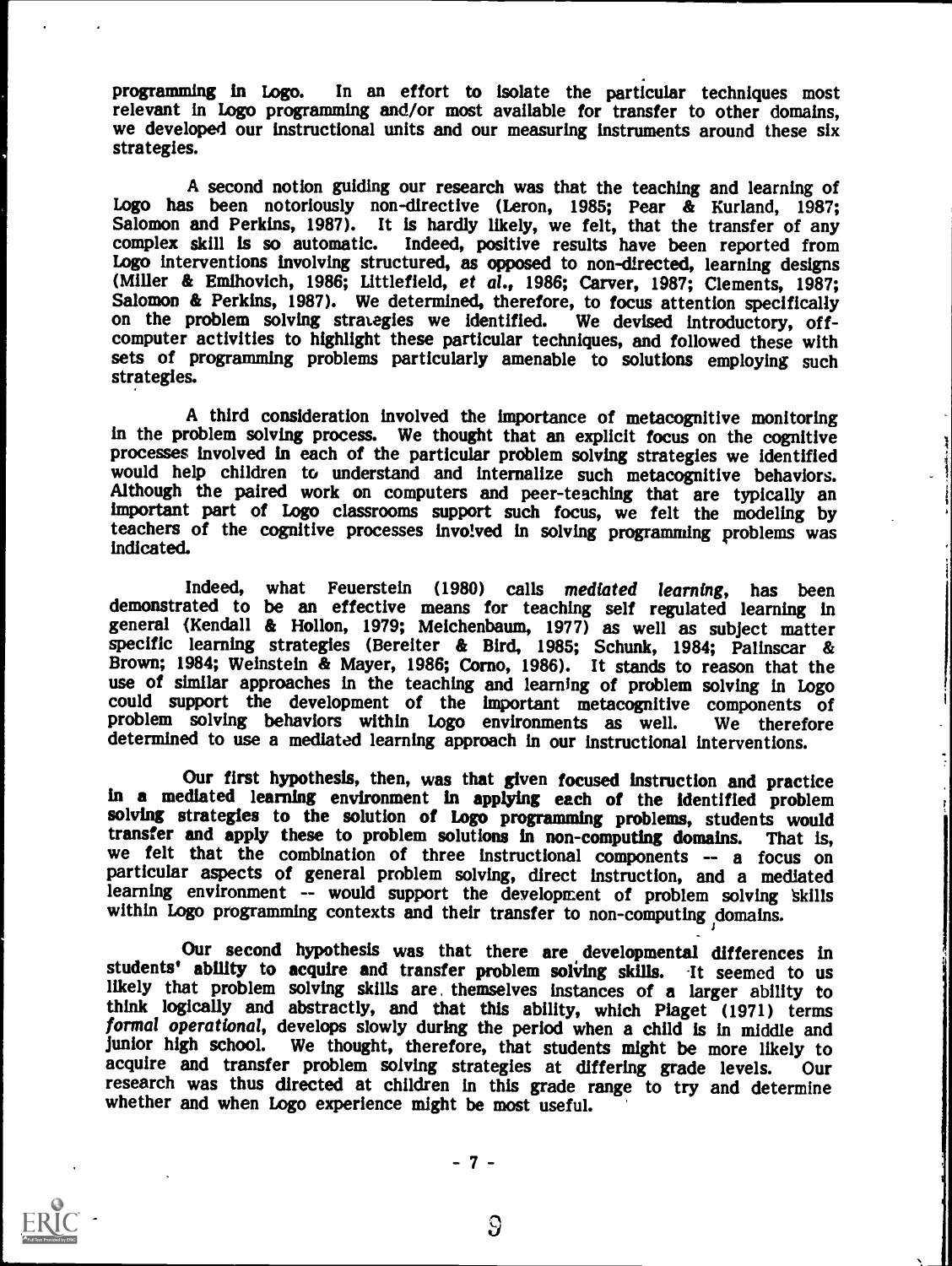programming in Logo. In an effort to isolate the particular techniques most relevant in Logo programming and/or most available for transfer to other domains, we developed our instructional units and our measuring instruments around these six strategies.

A second notion guiding our research was that the teaching and learning of Logo has been notoriously non-directive (Leron, 1985; Pear & Kurland, 1987; Salomon and Perkins, 1987). It is hardly likely, we felt, that the transfer of any complex skill is so automatic. Indeed, positive results have been reported from Logo interventions involving structured, as opposed to non-directed, learning designs (Miller & Emihovich, 1986; Littlefield, *et al.*, 1986; Carver, 1987; Clements, 1987; Salomon & Perkins, 1987). We determined, therefore, to focus attention specifically on the problem solving strategies we identified. We devised introductory, off-computer activities to highlight these particular techniques, and followed these with sets of programming problems particularly amenable to solutions employing such strategies.

A third consideration involved the importance of metacognitive monitoring in the problem solving process. We thought that an explicit focus on the cognitive processes involved in each of the particular problem solving strategies we identified would help children to understand and internalize such metacognitive behaviors. Although the paired work on computers and peer-teaching that are typically an important part of Logo classrooms support such focus, we felt the modeling by teachers of the cognitive processes involved in solving programming problems was indicated.

Indeed, what Feuerstein (1980) calls *mediated learning*, has been demonstrated to be an effective means for teaching self regulated learning in general (Kendall & Hollon, 1979; Meichenbaum, 1977) as well as subject matter specific learning strategies (Bereiter & Bird, 1985; Schunk, 1984; Palinscar & Brown; 1984; Weinstein & Mayer, 1986; Corno, 1986). It stands to reason that the use of similar approaches in the teaching and learning of problem solving in Logo could support the development of the important metacognitive components of problem solving behaviors within Logo environments as well. We therefore determined to use a mediated learning approach in our instructional interventions.

Our first hypothesis, then, was that given focused instruction and practice in a mediated learning environment in applying each of the identified problem solving strategies to the solution of Logo programming problems, students would transfer and apply these to problem solutions in non-computing domains. That is, we felt that the combination of three instructional components -- a focus on particular aspects of general problem solving, direct instruction, and a mediated learning environment -- would support the development of problem solving skills within Logo programming contexts and their transfer to non-computing domains.

Our second hypothesis was that there are developmental differences in students' ability to acquire and transfer problem solving skills. It seemed to us likely that problem solving skills are themselves instances of a larger ability to think logically and abstractly, and that this ability, which Piaget (1971) terms *formal operational*, develops slowly during the period when a child is in middle and junior high school. We thought, therefore, that students might be more likely to acquire and transfer problem solving strategies at differing grade levels. Our research was thus directed at children in this grade range to try and determine whether and when Logo experience might be most useful.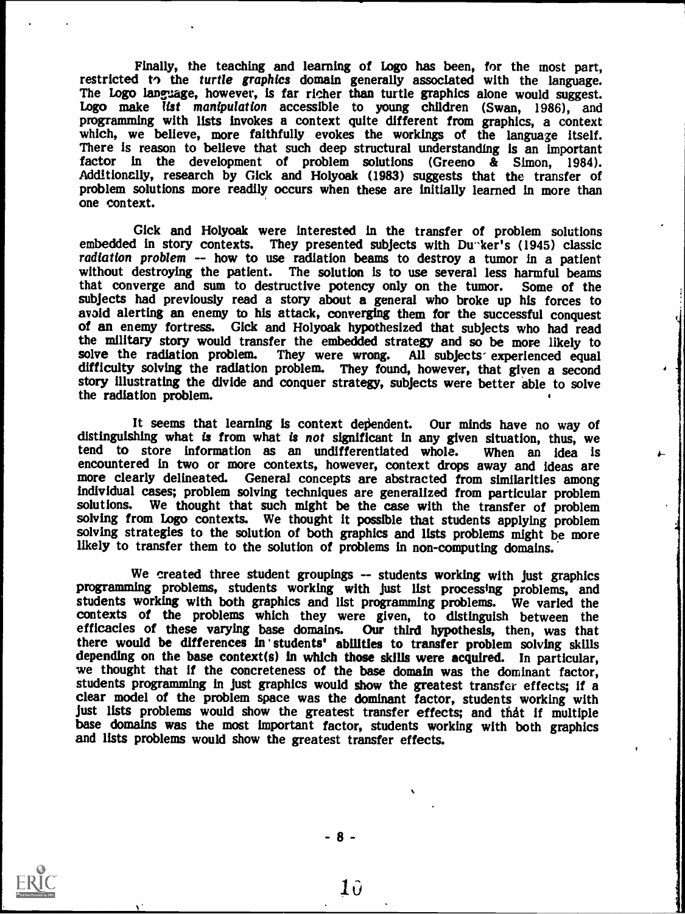Finally, the teaching and learning of Logo has been, for the most part, restricted to the *turtle graphics* domain generally associated with the language. The Logo language, however, is far richer than turtle graphics alone would suggest. Logo make *list manipulation* accessible to young children (Swan, 1986), and programming with lists invokes a context quite different from graphics, a context which, we believe, more faithfully evokes the workings of the language itself. There is reason to believe that such deep structural understanding is an important factor in the development of problem solutions (Greeno & Simon, 1984). Additionally, research by Gick and Holyoak (1983) suggests that the transfer of problem solutions more readily occurs when these are initially learned in more than one context.

Gick and Holyoak were interested in the transfer of problem solutions embedded in story contexts. They presented subjects with Duncker's (1945) classic *radiation problem* -- how to use radiation beams to destroy a tumor in a patient without destroying the patient. The solution is to use several less harmful beams that converge and sum to destructive potency only on the tumor. Some of the subjects had previously read a story about a general who broke up his forces to avoid alerting an enemy to his attack, converging them for the successful conquest of an enemy fortress. Gick and Holyoak hypothesized that subjects who had read the military story would transfer the embedded strategy and so be more likely to solve the radiation problem. They were wrong. All subjects experienced equal difficulty solving the radiation problem. They found, however, that given a second story illustrating the divide and conquer strategy, subjects were better able to solve the radiation problem.

It seems that learning is context dependent. Our minds have no way of distinguishing what *is* from what *is not* significant in any given situation, thus, we tend to store information as an undifferentiated whole. When an idea is encountered in two or more contexts, however, context drops away and ideas are more clearly delineated. General concepts are abstracted from similarities among individual cases; problem solving techniques are generalized from particular problem solutions. We thought that such might be the case with the transfer of problem solving from Logo contexts. We thought it possible that students applying problem solving strategies to the solution of both graphics and lists problems might be more likely to transfer them to the solution of problems in non-computing domains.

We created three student groupings -- students working with just graphics programming problems, students working with just list processing problems, and students working with both graphics and list programming problems. We varied the contexts of the problems which they were given, to distinguish between the efficacies of these varying base domains. Our third hypothesis, then, was that there would be differences in students' abilities to transfer problem solving skills depending on the base context(s) in which those skills were acquired. In particular, we thought that if the concreteness of the base domain was the dominant factor, students programming in just graphics would show the greatest transfer effects; if a clear model of the problem space was the dominant factor, students working with just lists problems would show the greatest transfer effects; and that if multiple base domains was the most important factor, students working with both graphics and lists problems would show the greatest transfer effects.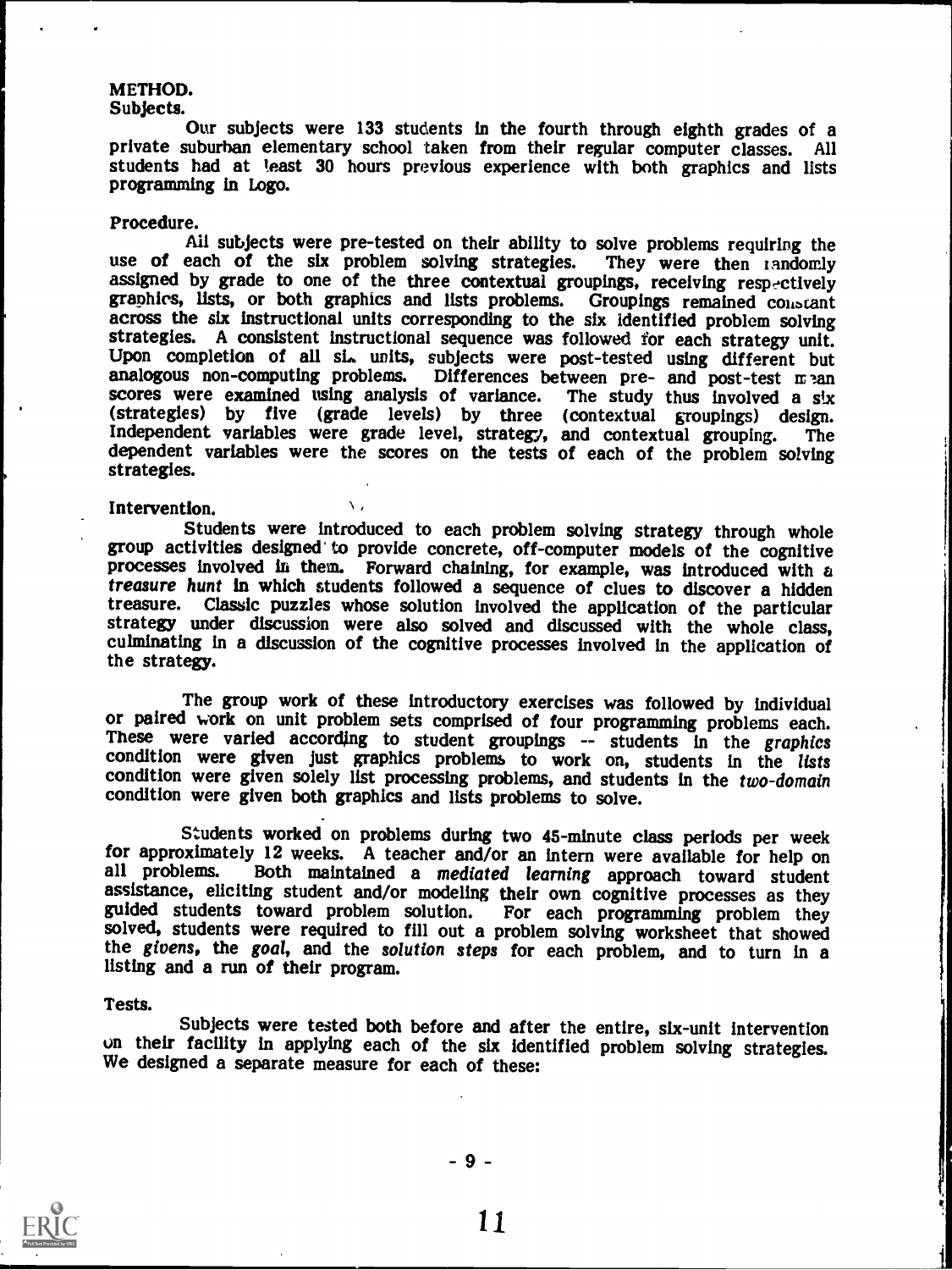## METHOD.

### Subjects.

Our subjects were 133 students in the fourth through eighth grades of a private suburban elementary school taken from their regular computer classes. All students had at least 30 hours previous experience with both graphics and lists programming in Logo.

### Procedure.

All subjects were pre-tested on their ability to solve problems requiring the use of each of the six problem solving strategies. They were then randomly assigned by grade to one of the three contextual groupings, receiving respectively graphics, lists, or both graphics and lists problems. Groupings remained constant across the six instructional units corresponding to the six identified problem solving strategies. A consistent instructional sequence was followed for each strategy unit. Upon completion of all six units, subjects were post-tested using different but analogous non-computing problems. Differences between pre- and post-test mean scores were examined using analysis of variance. The study thus involved a six (strategies) by five (grade levels) by three (contextual groupings) design. Independent variables were grade level, strategy, and contextual grouping. The dependent variables were the scores on the tests of each of the problem solving strategies.

### Intervention.

Students were introduced to each problem solving strategy through whole group activities designed to provide concrete, off-computer models of the cognitive processes involved in them. Forward chaining, for example, was introduced with a *treasure hunt* in which students followed a sequence of clues to discover a hidden treasure. Classic puzzles whose solution involved the application of the particular strategy under discussion were also solved and discussed with the whole class, culminating in a discussion of the cognitive processes involved in the application of the strategy.

The group work of these introductory exercises was followed by individual or paired work on unit problem sets comprised of four programming problems each. These were varied according to student groupings -- students in the *graphics* condition were given just graphics problems to work on, students in the *lists* condition were given solely list processing problems, and students in the *two-domain* condition were given both graphics and lists problems to solve.

Students worked on problems during two 45-minute class periods per week for approximately 12 weeks. A teacher and/or an intern were available for help on all problems. Both maintained a *mediated learning* approach toward student assistance, eliciting student and/or modeling their own cognitive processes as they guided students toward problem solution. For each programming problem they solved, students were required to fill out a problem solving worksheet that showed the *givens*, the *goal*, and the *solution steps* for each problem, and to turn in a listing and a run of their program.

### Tests.

Subjects were tested both before and after the entire, six-unit intervention on their facility in applying each of the six identified problem solving strategies. We designed a separate measure for each of these: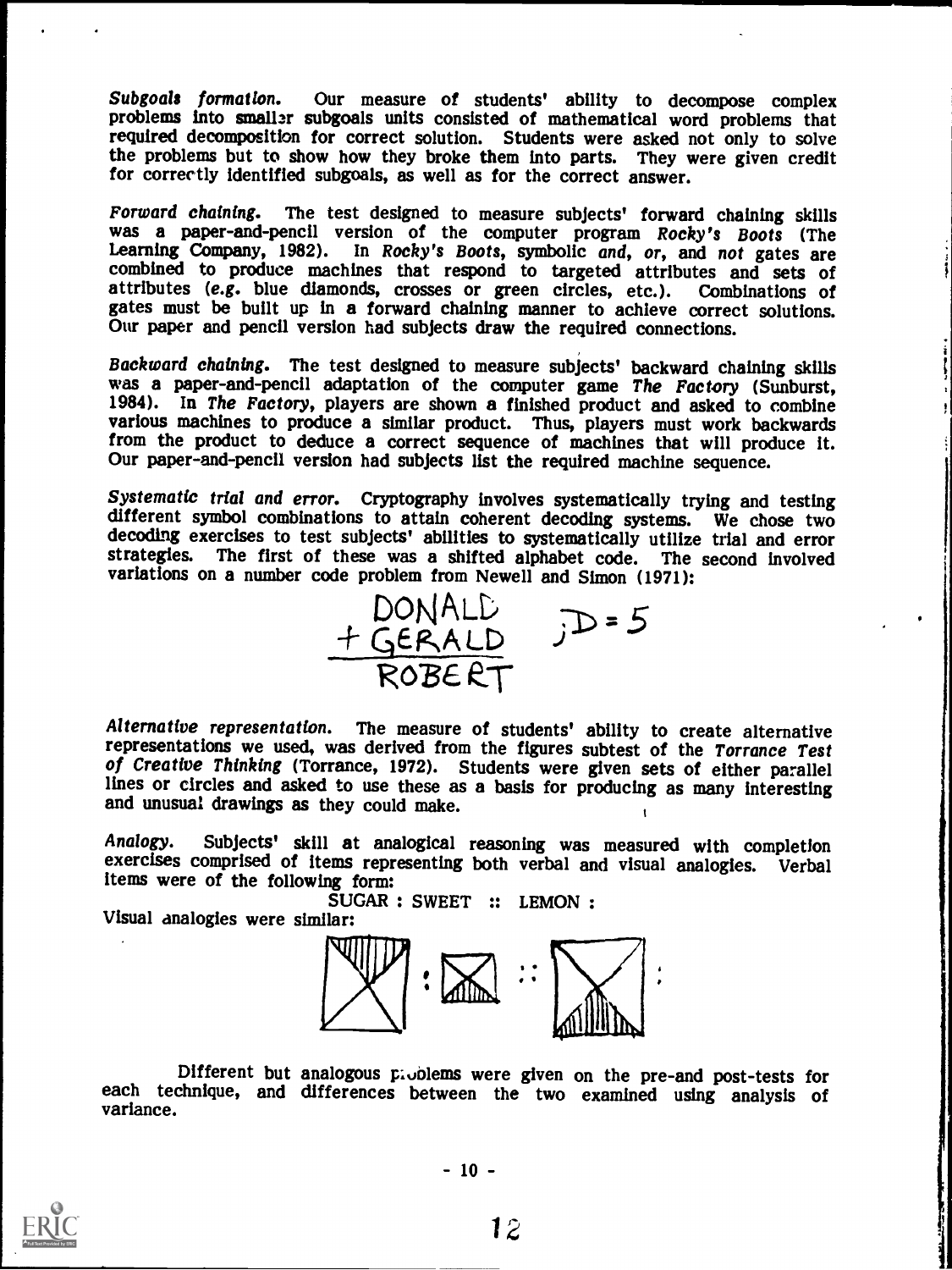*Subgoals formation.* Our measure of students' ability to decompose complex problems into smaller subgoals units consisted of mathematical word problems that required decomposition for correct solution. Students were asked not only to solve the problems but to show how they broke them into parts. They were given credit for correctly identified subgoals, as well as for the correct answer.

*Forward chaining.* The test designed to measure subjects' forward chaining skills was a paper-and-pencil version of the computer program *Rocky's Boots* (The Learning Company, 1982). In *Rocky's Boots*, symbolic *and*, *or*, and *not* gates are combined to produce machines that respond to targeted attributes and sets of attributes (*e.g.* blue diamonds, crosses or green circles, etc.). Combinations of gates must be built up in a forward chaining manner to achieve correct solutions. Our paper and pencil version had subjects draw the required connections.

*Backward chaining.* The test designed to measure subjects' backward chaining skills was a paper-and-pencil adaptation of the computer game *The Factory* (Sunburst, 1984). In *The Factory*, players are shown a finished product and asked to combine various machines to produce a similar product. Thus, players must work backwards from the product to deduce a correct sequence of machines that will produce it. Our paper-and-pencil version had subjects list the required machine sequence.

*Systematic trial and error.* Cryptography involves systematically trying and testing different symbol combinations to attain coherent decoding systems. We chose two decoding exercises to test subjects' abilities to systematically utilize trial and error strategies. The first of these was a shifted alphabet code. The second involved variations on a number code problem from Newell and Simon (1971):

```
  DONALD
+ GERALD     ; D = 5
--------
  ROBERT
```

*Alternative representation.* The measure of students' ability to create alternative representations we used, was derived from the figures subtest of the *Torrance Test of Creative Thinking* (Torrance, 1972). Students were given sets of either parallel lines or circles and asked to use these as a basis for producing as many interesting and unusual drawings as they could make.

*Analogy.* Subjects' skill at analogical reasoning was measured with completion exercises comprised of items representing both verbal and visual analogies. Verbal items were of the following form:

SUGAR : SWEET :: LEMON :

Visual analogies were similar:

Different but analogous problems were given on the pre-and post-tests for each technique, and differences between the two examined using analysis of variance.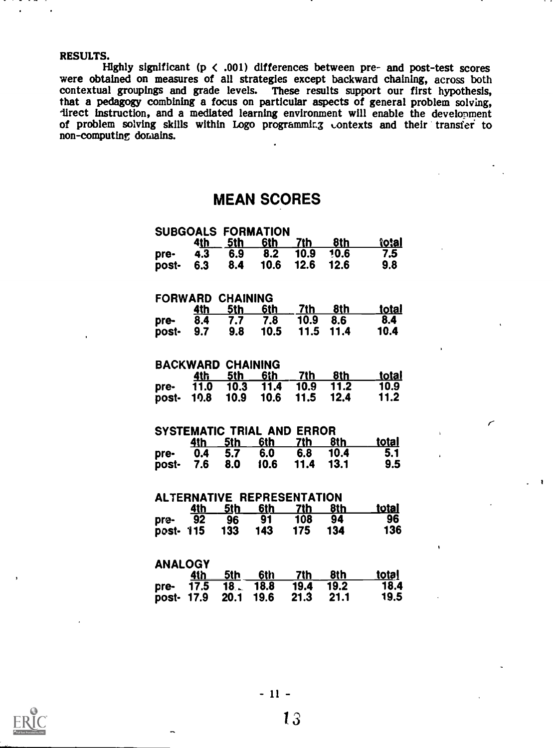**RESULTS.**

Highly significant ($p < .001$) differences between pre- and post-test scores were obtained on measures of all strategies except backward chaining, across both contextual groupings and grade levels. These results support our first hypothesis, that a pedagogy combining a focus on particular aspects of general problem solving, direct instruction, and a mediated learning environment will enable the development of problem solving skills within Logo programming contexts and their transfer to non-computing domains.

## MEAN SCORES

**SUBGOALS FORMATION**

| | 4th | 5th | 6th | 7th | 8th | total |
|---|---|---|---|---|---|---|
| pre- | 4.3 | 6.9 | 8.2 | 10.9 | 10.6 | 7.5 |
| post- | 6.3 | 8.4 | 10.6 | 12.6 | 12.6 | 9.8 |

**FORWARD CHAINING**

| | 4th | 5th | 6th | 7th | 8th | total |
|---|---|---|---|---|---|---|
| pre- | 8.4 | 7.7 | 7.8 | 10.9 | 8.6 | 8.4 |
| post- | 9.7 | 9.8 | 10.5 | 11.5 | 11.4 | 10.4 |

**BACKWARD CHAINING**

| | 4th | 5th | 6th | 7th | 8th | total |
|---|---|---|---|---|---|---|
| pre- | 11.0 | 10.3 | 11.4 | 10.9 | 11.2 | 10.9 |
| post- | 10.8 | 10.9 | 10.6 | 11.5 | 12.4 | 11.2 |

**SYSTEMATIC TRIAL AND ERROR**

| | 4th | 5th | 6th | 7th | 8th | total |
|---|---|---|---|---|---|---|
| pre- | 0.4 | 5.7 | 6.0 | 6.8 | 10.4 | 5.1 |
| post- | 7.6 | 8.0 | 10.6 | 11.4 | 13.1 | 9.5 |

**ALTERNATIVE REPRESENTATION**

| | 4th | 5th | 6th | 7th | 8th | total |
|---|---|---|---|---|---|---|
| pre- | 92 | 96 | 91 | 108 | 94 | 96 |
| post- | 115 | 133 | 143 | 175 | 134 | 136 |

**ANALOGY**

| | 4th | 5th | 6th | 7th | 8th | total |
|---|---|---|---|---|---|---|
| pre- | 17.5 | 18. | 18.8 | 19.4 | 19.2 | 18.4 |
| post- | 17.9 | 20.1 | 19.6 | 21.3 | 21.1 | 19.5 |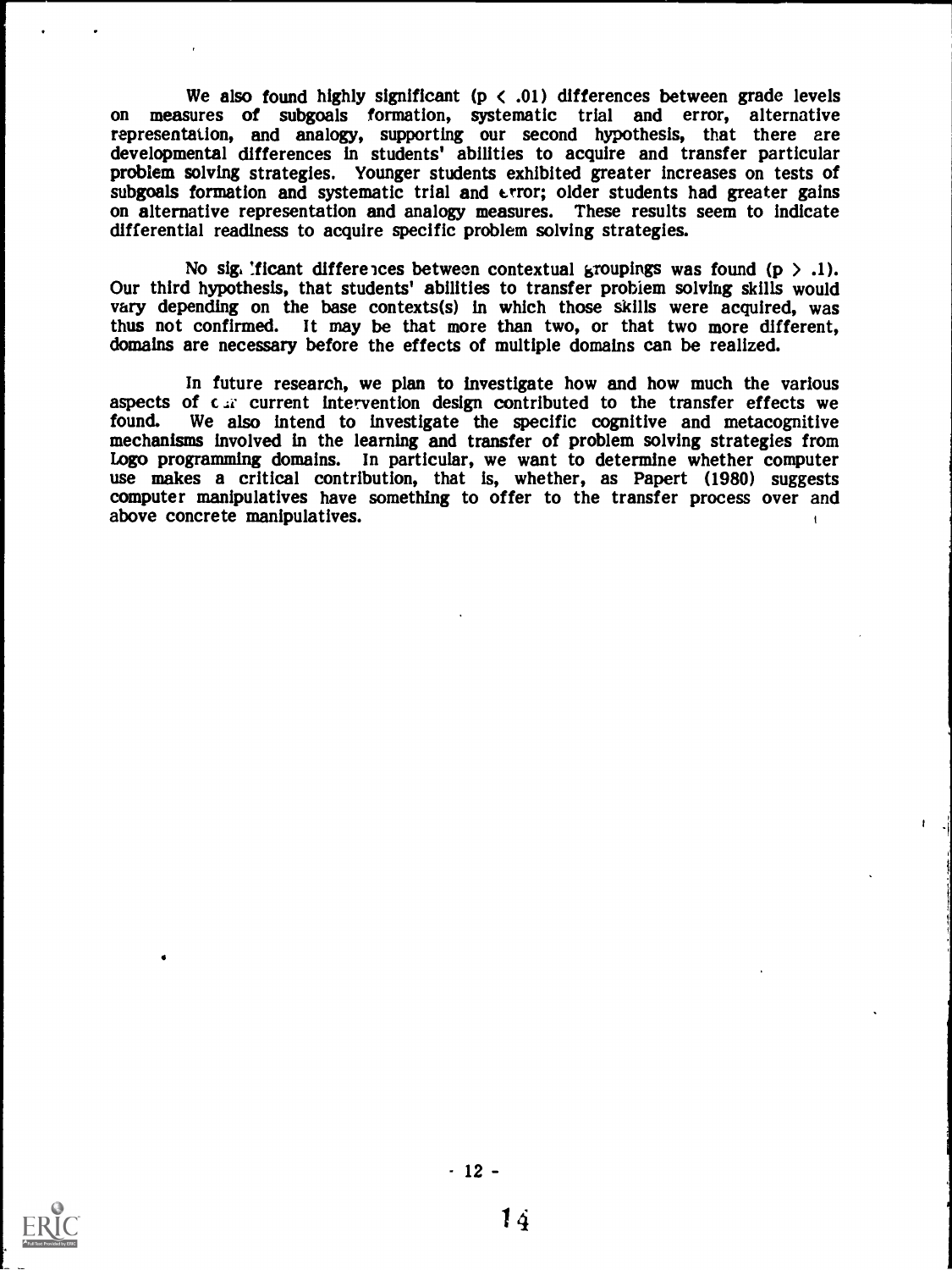We also found highly significant ($p < .01$) differences between grade levels on measures of subgoals formation, systematic trial and error, alternative representation, and analogy, supporting our second hypothesis, that there are developmental differences in students' abilities to acquire and transfer particular problem solving strategies. Younger students exhibited greater increases on tests of subgoals formation and systematic trial and error; older students had greater gains on alternative representation and analogy measures. These results seem to indicate differential readiness to acquire specific problem solving strategies.

No significant differences between contextual groupings was found ($p > .1$). Our third hypothesis, that students' abilities to transfer problem solving skills would vary depending on the base contexts(s) in which those skills were acquired, was thus not confirmed. It may be that more than two, or that two more different, domains are necessary before the effects of multiple domains can be realized.

In future research, we plan to investigate how and how much the various aspects of our current intervention design contributed to the transfer effects we found. We also intend to investigate the specific cognitive and metacognitive mechanisms involved in the learning and transfer of problem solving strategies from Logo programming domains. In particular, we want to determine whether computer use makes a critical contribution, that is, whether, as Papert (1980) suggests computer manipulatives have something to offer to the transfer process over and above concrete manipulatives.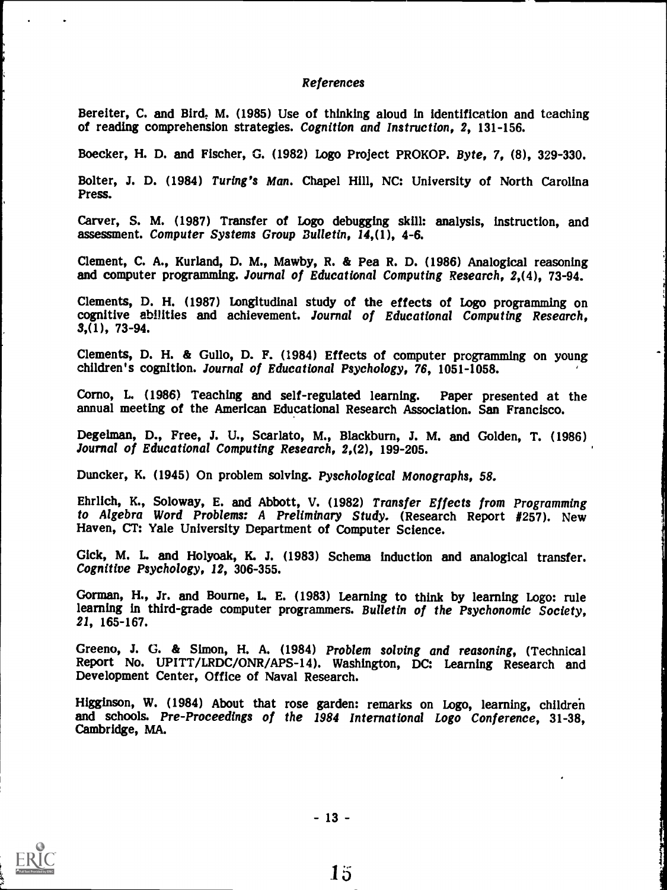*References*

Bereiter, C. and Bird, M. (1985) Use of thinking aloud in identification and teaching of reading comprehension strategies. *Cognition and Instruction, 2*, 131-156.

Boecker, H. D. and Fischer, G. (1982) Logo Project PROKOP. *Byte, 7*, (8), 329-330.

Bolter, J. D. (1984) *Turing's Man*. Chapel Hill, NC: University of North Carolina Press.

Carver, S. M. (1987) Transfer of Logo debugging skill: analysis, instruction, and assessment. *Computer Systems Group Bulletin, 14*,(1), 4-6.

Clement, C. A., Kurland, D. M., Mawby, R. & Pea R. D. (1986) Analogical reasoning and computer programming. *Journal of Educational Computing Research, 2*,(4), 73-94.

Clements, D. H. (1987) Longitudinal study of the effects of Logo programming on cognitive abilities and achievement. *Journal of Educational Computing Research, 3*,(1), 73-94.

Clements, D. H. & Gullo, D. F. (1984) Effects of computer programming on young children's cognition. *Journal of Educational Psychology, 76*, 1051-1058.

Corno, L. (1986) Teaching and self-regulated learning. Paper presented at the annual meeting of the American Educational Research Association. San Francisco.

Degelman, D., Free, J. U., Scarlato, M., Blackburn, J. M. and Golden, T. (1986) *Journal of Educational Computing Research, 2*,(2), 199-205.

Duncker, K. (1945) On problem solving. *Pyschological Monographs, 58*.

Ehrlich, K., Soloway, E. and Abbott, V. (1982) *Transfer Effects from Programming to Algebra Word Problems: A Preliminary Study*. (Research Report #257). New Haven, CT: Yale University Department of Computer Science.

Gick, M. L. and Holyoak, K. J. (1983) Schema induction and analogical transfer. *Cognitive Psychology, 12*, 306-355.

Gorman, H., Jr. and Bourne, L. E. (1983) Learning to think by learning Logo: rule learning in third-grade computer programmers. *Bulletin of the Psychonomic Society, 21*, 165-167.

Greeno, J. G. & Simon, H. A. (1984) *Problem solving and reasoning*, (Technical Report No. UPITT/LRDC/ONR/APS-14). Washington, DC: Learning Research and Development Center, Office of Naval Research.

Higginson, W. (1984) About that rose garden: remarks on Logo, learning, children and schools. *Pre-Proceedings of the 1984 International Logo Conference*, 31-38, Cambridge, MA.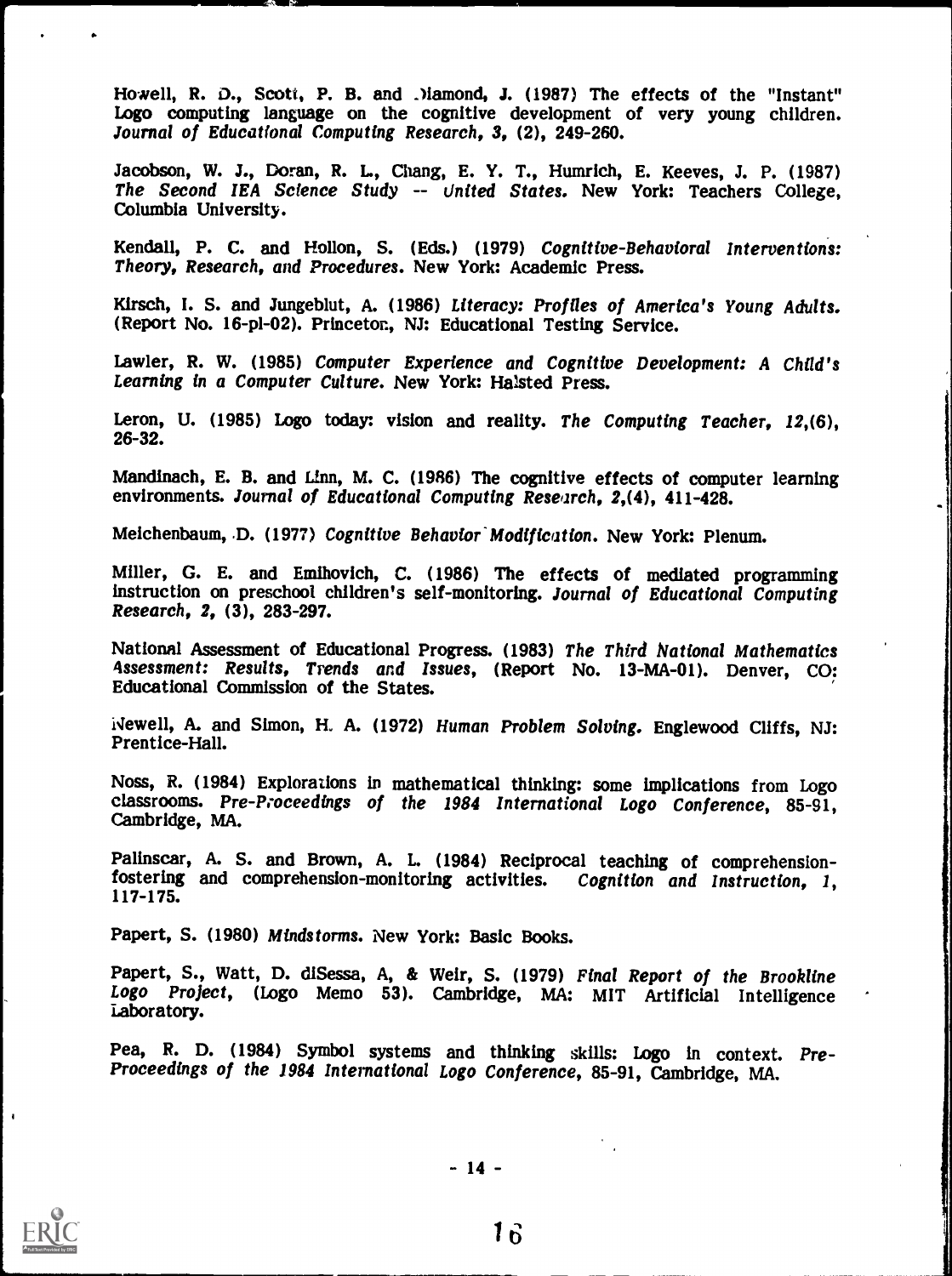Howell, R. D., Scott, P. B. and Diamond, J. (1987) The effects of the "Instant" Logo computing language on the cognitive development of very young children. *Journal of Educational Computing Research*, **3**, (2), 249-260.

Jacobson, W. J., Doran, R. L., Chang, E. Y. T., Humrich, E. Keeves, J. P. (1987) *The Second IEA Science Study -- United States.* New York: Teachers College, Columbia University.

Kendall, P. C. and Hollon, S. (Eds.) (1979) *Cognitive-Behavioral Interventions: Theory, Research, and Procedures.* New York: Academic Press.

Kirsch, I. S. and Jungeblut, A. (1986) *Literacy: Profiles of America's Young Adults.* (Report No. 16-pl-02). Princeton, NJ: Educational Testing Service.

Lawler, R. W. (1985) *Computer Experience and Cognitive Development: A Child's Learning in a Computer Culture.* New York: Halsted Press.

Leron, U. (1985) Logo today: vision and reality. *The Computing Teacher, 12*,(6), 26-32.

Mandinach, E. B. and Linn, M. C. (1986) The cognitive effects of computer learning environments. *Journal of Educational Computing Research, 2*,(4), 411-428.

Meichenbaum, D. (1977) *Cognitive Behavior Modification.* New York: Plenum.

Miller, G. E. and Emihovich, C. (1986) The effects of mediated programming instruction on preschool children's self-monitoring. *Journal of Educational Computing Research, 2*, (3), 283-297.

National Assessment of Educational Progress. (1983) *The Third National Mathematics Assessment: Results, Trends and Issues*, (Report No. 13-MA-01). Denver, CO: Educational Commission of the States.

Newell, A. and Simon, H. A. (1972) *Human Problem Solving.* Englewood Cliffs, NJ: Prentice-Hall.

Noss, R. (1984) Explorations in mathematical thinking: some implications from Logo classrooms. *Pre-Proceedings of the 1984 International Logo Conference*, 85-91, Cambridge, MA.

Palinscar, A. S. and Brown, A. L. (1984) Reciprocal teaching of comprehension-fostering and comprehension-monitoring activities. *Cognition and Instruction, 1*, 117-175.

Papert, S. (1980) *Mindstorms.* New York: Basic Books.

Papert, S., Watt, D. diSessa, A, & Weir, S. (1979) *Final Report of the Brookline Logo Project*, (Logo Memo 53). Cambridge, MA: MIT Artificial Intelligence Laboratory.

Pea, R. D. (1984) Symbol systems and thinking skills: Logo in context. *Pre-Proceedings of the 1984 International Logo Conference*, 85-91, Cambridge, MA.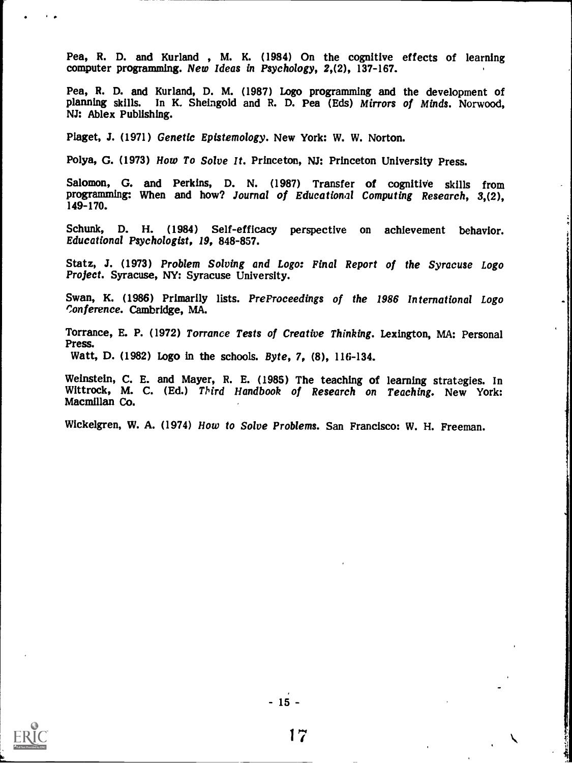Pea, R. D. and Kurland , M. K. (1984) On the cognitive effects of learning computer programming. *New Ideas in Psychology*, *2*,(2), 137-167.

Pea, R. D. and Kurland, D. M. (1987) Logo programming and the development of planning skills. In K. Sheingold and R. D. Pea (Eds) *Mirrors of Minds*. Norwood, NJ: Ablex Publishing.

Piaget, J. (1971) *Genetic Epistemology*. New York: W. W. Norton.

Polya, G. (1973) *How To Solve It*. Princeton, NJ: Princeton University Press.

Salomon, G. and Perkins, D. N. (1987) Transfer of cognitive skills from programming: When and how? *Journal of Educational Computing Research*, *3*,(2), 149-170.

Schunk, D. H. (1984) Self-efficacy perspective on achievement behavior. *Educational Psychologist*, *19*, 848-857.

Statz, J. (1973) *Problem Solving and Logo: Final Report of the Syracuse Logo Project*. Syracuse, NY: Syracuse University.

Swan, K. (1986) Primarily lists. *PreProceedings of the 1986 International Logo Conference*. Cambridge, MA.

Torrance, E. P. (1972) *Torrance Tests of Creative Thinking*. Lexington, MA: Personal Press.

Watt, D. (1982) Logo in the schools. *Byte*, *7*, (8), 116-134.

Weinstein, C. E. and Mayer, R. E. (1985) The teaching of learning strategies. In Wittrock, M. C. (Ed.) *Third Handbook of Research on Teaching*. New York: Macmillan Co.

Wickelgren, W. A. (1974) *How to Solve Problems*. San Francisco: W. H. Freeman.